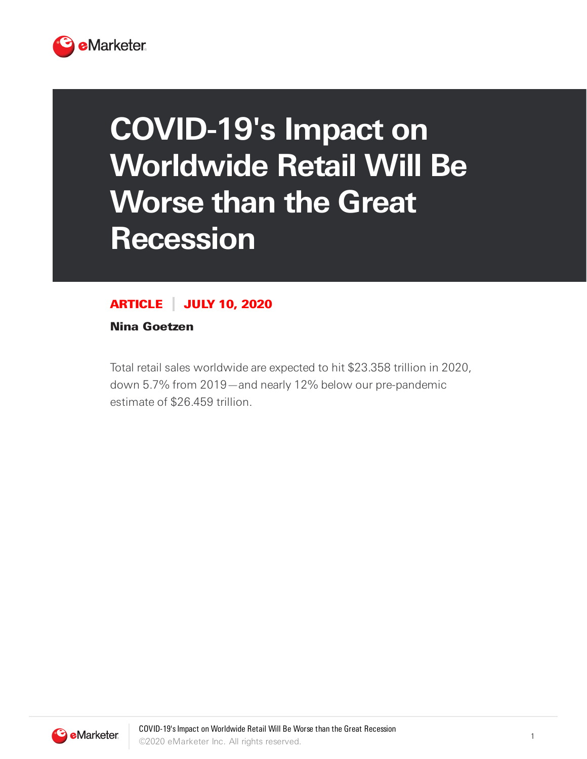# COVID-19's Impact on Worldwide Retail Will Be Worse than the Great Recession

**ARTICLE | JULY 10, 2020**

**Nina Goetzen**

Total retail sales worldwide are expected to hit $23.358 trillion in 2020, down 5.7% from 2019—and nearly 12% below our pre-pandemic estimate of $26.459 trillion.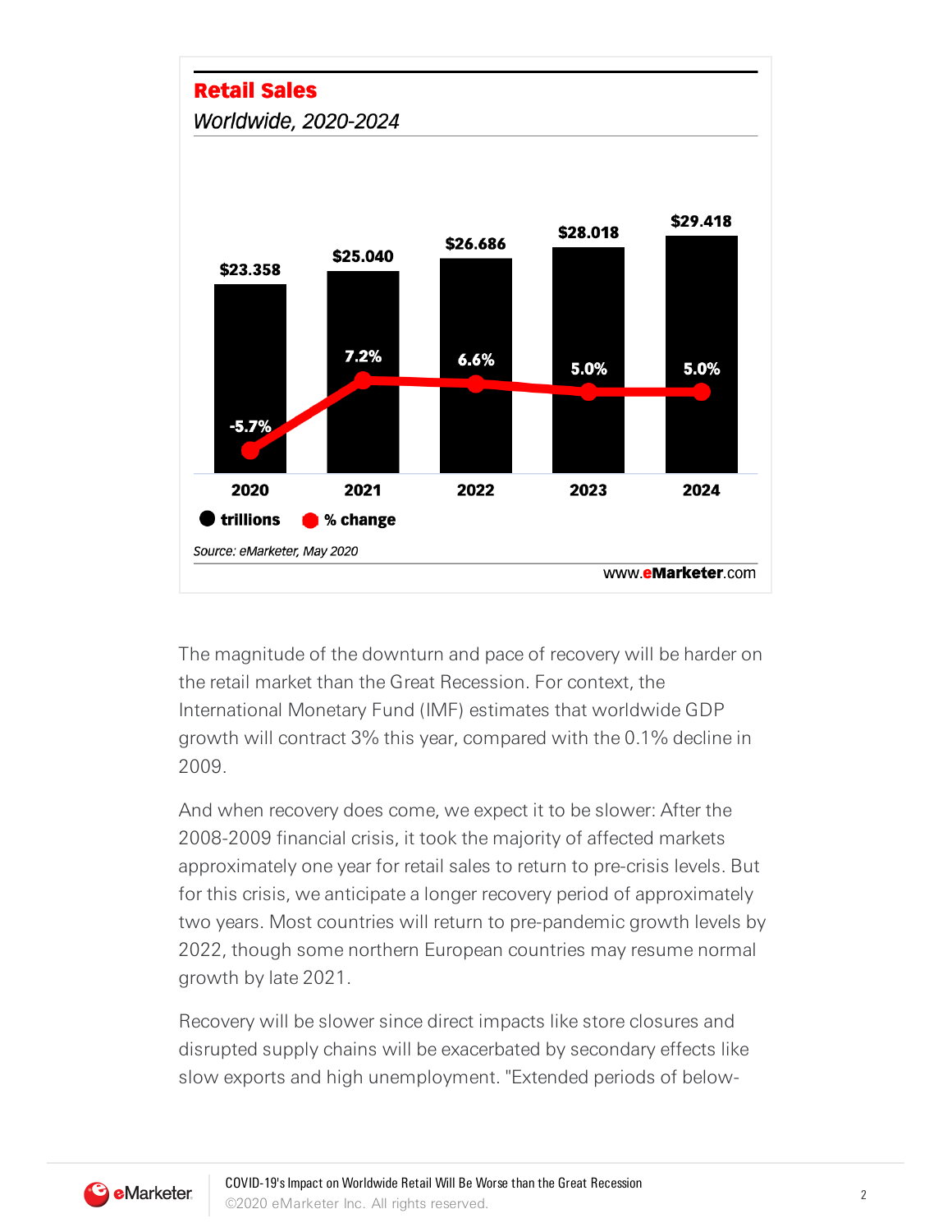**Retail Sales**

*Worldwide, 2020-2024*

| | 2020 | 2021 | 2022 | 2023 | 2024 |
|---|---|---|---|---|---|
| trillions | $23.358 | $25.040 | $26.686 | $28.018 | $29.418 |
| % change | -5.7% | 7.2% | 6.6% | 5.0% | 5.0% |

*Source: eMarketer, May 2020*

www.eMarketer.com

The magnitude of the downturn and pace of recovery will be harder on the retail market than the Great Recession. For context, the International Monetary Fund (IMF) estimates that worldwide GDP growth will contract 3% this year, compared with the 0.1% decline in 2009.

And when recovery does come, we expect it to be slower: After the 2008-2009 financial crisis, it took the majority of affected markets approximately one year for retail sales to return to pre-crisis levels. But for this crisis, we anticipate a longer recovery period of approximately two years. Most countries will return to pre-pandemic growth levels by 2022, though some northern European countries may resume normal growth by late 2021.

Recovery will be slower since direct impacts like store closures and disrupted supply chains will be exacerbated by secondary effects like slow exports and high unemployment. "Extended periods of below-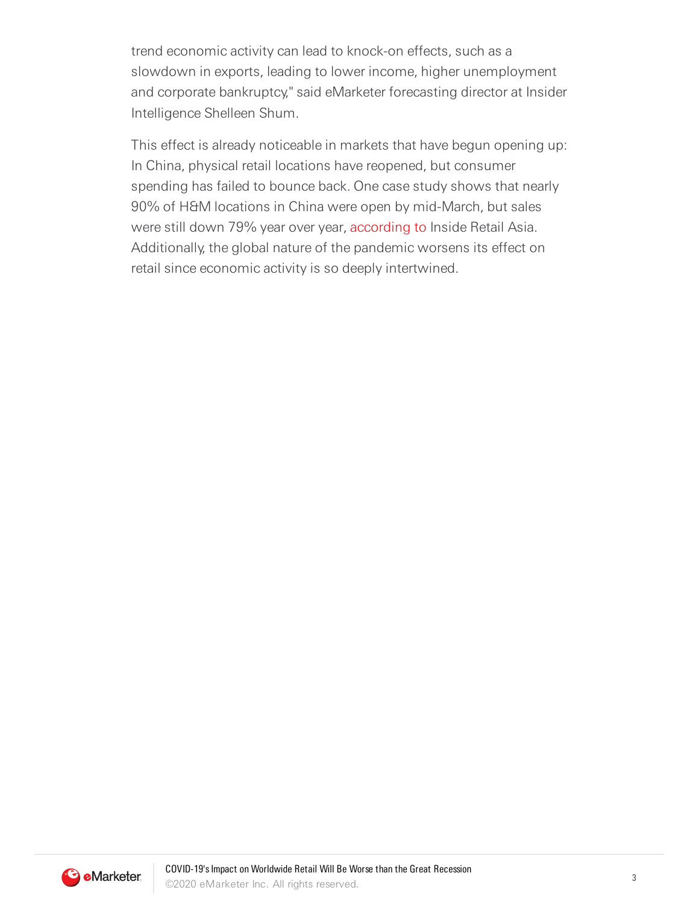trend economic activity can lead to knock-on effects, such as a slowdown in exports, leading to lower income, higher unemployment and corporate bankruptcy," said eMarketer forecasting director at Insider Intelligence Shelleen Shum.

This effect is already noticeable in markets that have begun opening up: In China, physical retail locations have reopened, but consumer spending has failed to bounce back. One case study shows that nearly 90% of H&M locations in China were open by mid-March, but sales were still down 79% year over year, according to Inside Retail Asia. Additionally, the global nature of the pandemic worsens its effect on retail since economic activity is so deeply intertwined.